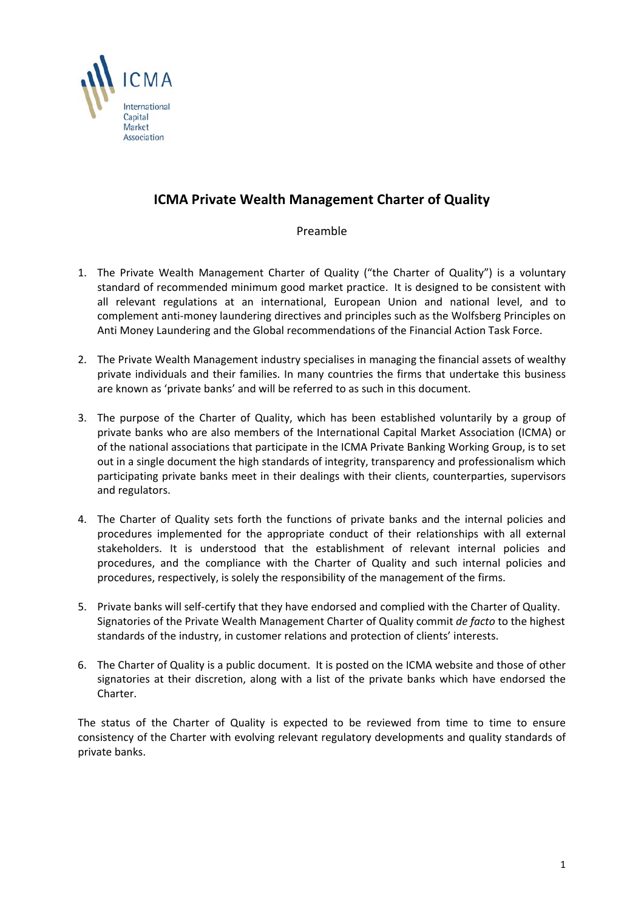ICMA

International Capital Market Association

# ICMA Private Wealth Management Charter of Quality

Preamble

1. The Private Wealth Management Charter of Quality ("the Charter of Quality") is a voluntary standard of recommended minimum good market practice. It is designed to be consistent with all relevant regulations at an international, European Union and national level, and to complement anti-money laundering directives and principles such as the Wolfsberg Principles on Anti Money Laundering and the Global recommendations of the Financial Action Task Force.

2. The Private Wealth Management industry specialises in managing the financial assets of wealthy private individuals and their families. In many countries the firms that undertake this business are known as 'private banks' and will be referred to as such in this document.

3. The purpose of the Charter of Quality, which has been established voluntarily by a group of private banks who are also members of the International Capital Market Association (ICMA) or of the national associations that participate in the ICMA Private Banking Working Group, is to set out in a single document the high standards of integrity, transparency and professionalism which participating private banks meet in their dealings with their clients, counterparties, supervisors and regulators.

4. The Charter of Quality sets forth the functions of private banks and the internal policies and procedures implemented for the appropriate conduct of their relationships with all external stakeholders. It is understood that the establishment of relevant internal policies and procedures, and the compliance with the Charter of Quality and such internal policies and procedures, respectively, is solely the responsibility of the management of the firms.

5. Private banks will self-certify that they have endorsed and complied with the Charter of Quality. Signatories of the Private Wealth Management Charter of Quality commit *de facto* to the highest standards of the industry, in customer relations and protection of clients' interests.

6. The Charter of Quality is a public document. It is posted on the ICMA website and those of other signatories at their discretion, along with a list of the private banks which have endorsed the Charter.

The status of the Charter of Quality is expected to be reviewed from time to time to ensure consistency of the Charter with evolving relevant regulatory developments and quality standards of private banks.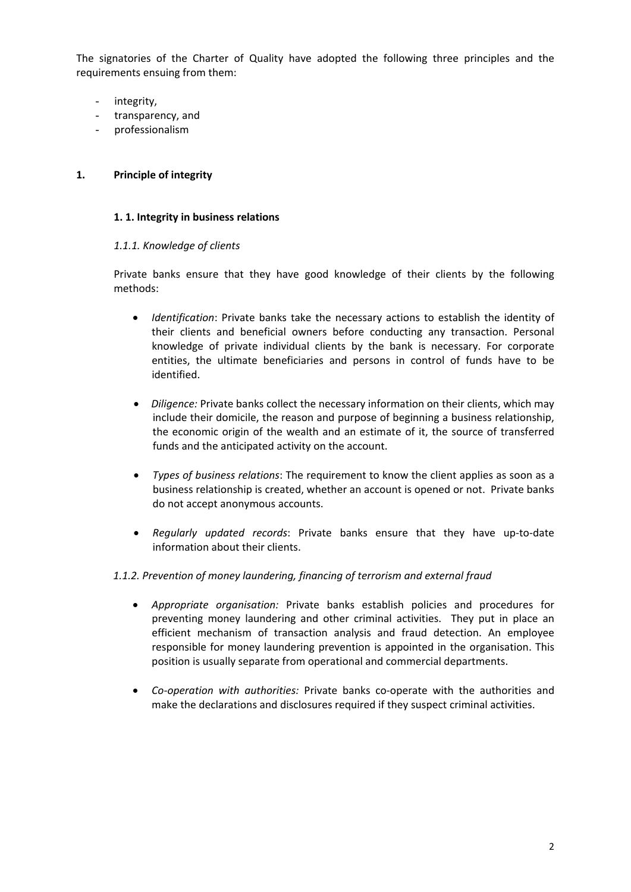The signatories of the Charter of Quality have adopted the following three principles and the requirements ensuing from them:

- integrity,
- transparency, and
- professionalism

## 1. Principle of integrity

### 1. 1. Integrity in business relations

#### *1.1.1. Knowledge of clients*

Private banks ensure that they have good knowledge of their clients by the following methods:

- *Identification*: Private banks take the necessary actions to establish the identity of their clients and beneficial owners before conducting any transaction. Personal knowledge of private individual clients by the bank is necessary. For corporate entities, the ultimate beneficiaries and persons in control of funds have to be identified.

- *Diligence:* Private banks collect the necessary information on their clients, which may include their domicile, the reason and purpose of beginning a business relationship, the economic origin of the wealth and an estimate of it, the source of transferred funds and the anticipated activity on the account.

- *Types of business relations*: The requirement to know the client applies as soon as a business relationship is created, whether an account is opened or not. Private banks do not accept anonymous accounts.

- *Regularly updated records*: Private banks ensure that they have up-to-date information about their clients.

#### *1.1.2. Prevention of money laundering, financing of terrorism and external fraud*

- *Appropriate organisation:* Private banks establish policies and procedures for preventing money laundering and other criminal activities. They put in place an efficient mechanism of transaction analysis and fraud detection. An employee responsible for money laundering prevention is appointed in the organisation. This position is usually separate from operational and commercial departments.

- *Co-operation with authorities:* Private banks co-operate with the authorities and make the declarations and disclosures required if they suspect criminal activities.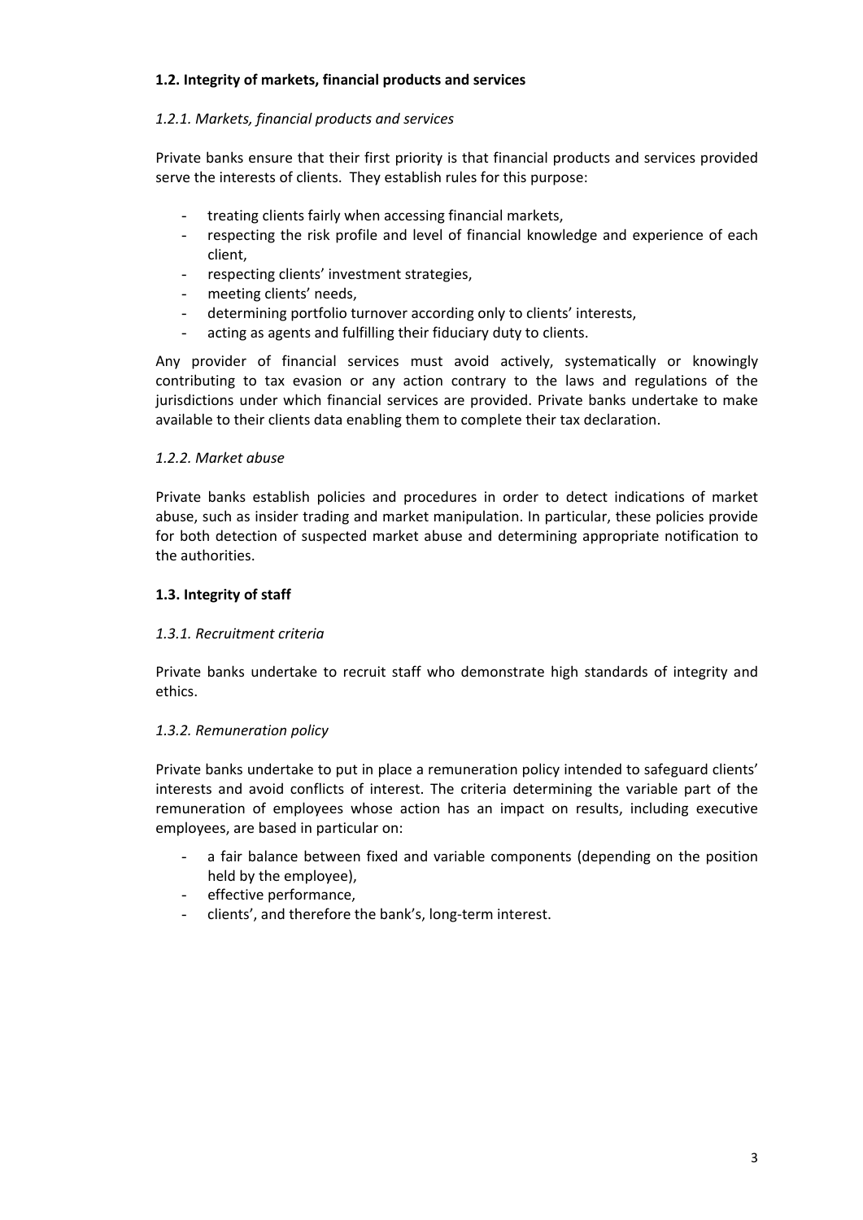### 1.2. Integrity of markets, financial products and services

#### *1.2.1. Markets, financial products and services*

Private banks ensure that their first priority is that financial products and services provided serve the interests of clients. They establish rules for this purpose:

- treating clients fairly when accessing financial markets,
- respecting the risk profile and level of financial knowledge and experience of each client,
- respecting clients' investment strategies,
- meeting clients' needs,
- determining portfolio turnover according only to clients' interests,
- acting as agents and fulfilling their fiduciary duty to clients.

Any provider of financial services must avoid actively, systematically or knowingly contributing to tax evasion or any action contrary to the laws and regulations of the jurisdictions under which financial services are provided. Private banks undertake to make available to their clients data enabling them to complete their tax declaration.

#### *1.2.2. Market abuse*

Private banks establish policies and procedures in order to detect indications of market abuse, such as insider trading and market manipulation. In particular, these policies provide for both detection of suspected market abuse and determining appropriate notification to the authorities.

### 1.3. Integrity of staff

#### *1.3.1. Recruitment criteria*

Private banks undertake to recruit staff who demonstrate high standards of integrity and ethics.

#### *1.3.2. Remuneration policy*

Private banks undertake to put in place a remuneration policy intended to safeguard clients' interests and avoid conflicts of interest. The criteria determining the variable part of the remuneration of employees whose action has an impact on results, including executive employees, are based in particular on:

- a fair balance between fixed and variable components (depending on the position held by the employee),
- effective performance,
- clients', and therefore the bank's, long-term interest.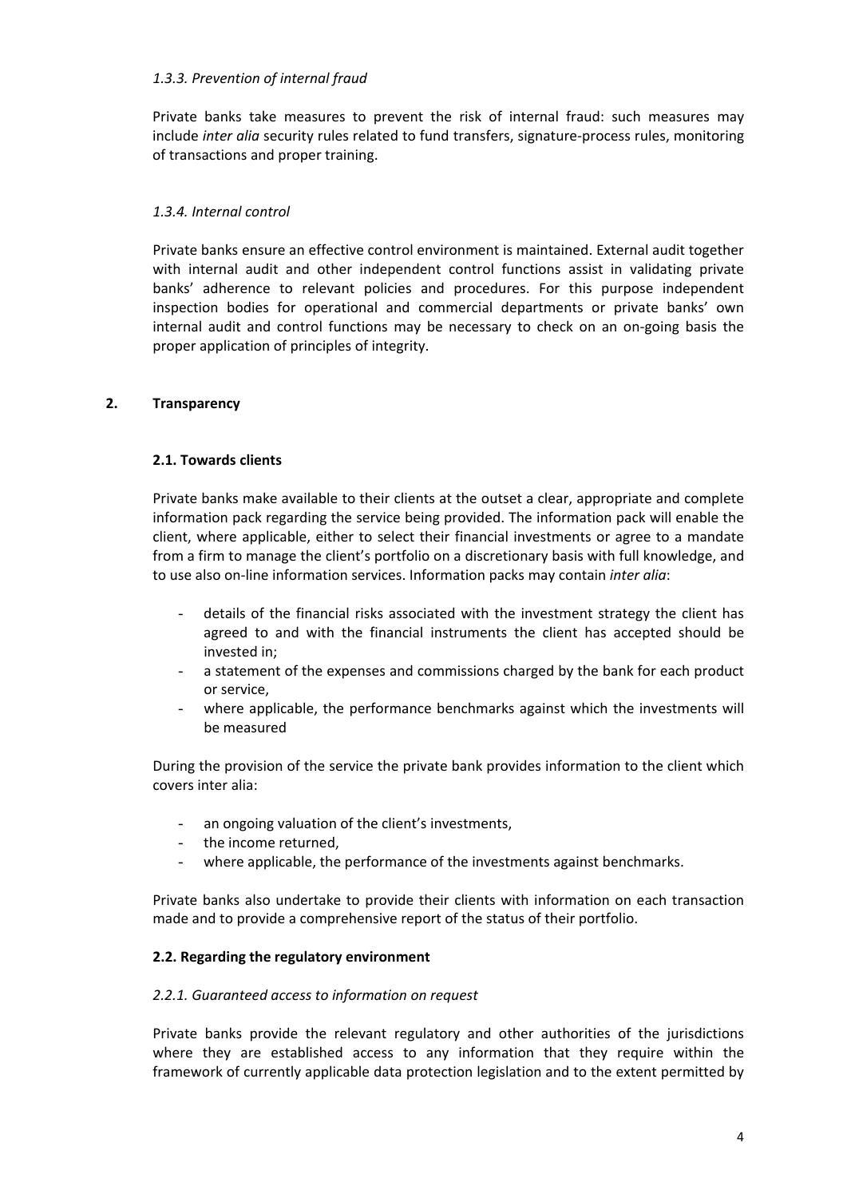*1.3.3. Prevention of internal fraud*

Private banks take measures to prevent the risk of internal fraud: such measures may include *inter alia* security rules related to fund transfers, signature-process rules, monitoring of transactions and proper training.

*1.3.4. Internal control*

Private banks ensure an effective control environment is maintained. External audit together with internal audit and other independent control functions assist in validating private banks' adherence to relevant policies and procedures. For this purpose independent inspection bodies for operational and commercial departments or private banks' own internal audit and control functions may be necessary to check on an on-going basis the proper application of principles of integrity.

## 2. Transparency

### 2.1. Towards clients

Private banks make available to their clients at the outset a clear, appropriate and complete information pack regarding the service being provided. The information pack will enable the client, where applicable, either to select their financial investments or agree to a mandate from a firm to manage the client's portfolio on a discretionary basis with full knowledge, and to use also on-line information services. Information packs may contain *inter alia*:

- details of the financial risks associated with the investment strategy the client has agreed to and with the financial instruments the client has accepted should be invested in;
- a statement of the expenses and commissions charged by the bank for each product or service,
- where applicable, the performance benchmarks against which the investments will be measured

During the provision of the service the private bank provides information to the client which covers inter alia:

- an ongoing valuation of the client's investments,
- the income returned,
- where applicable, the performance of the investments against benchmarks.

Private banks also undertake to provide their clients with information on each transaction made and to provide a comprehensive report of the status of their portfolio.

### 2.2. Regarding the regulatory environment

*2.2.1. Guaranteed access to information on request*

Private banks provide the relevant regulatory and other authorities of the jurisdictions where they are established access to any information that they require within the framework of currently applicable data protection legislation and to the extent permitted by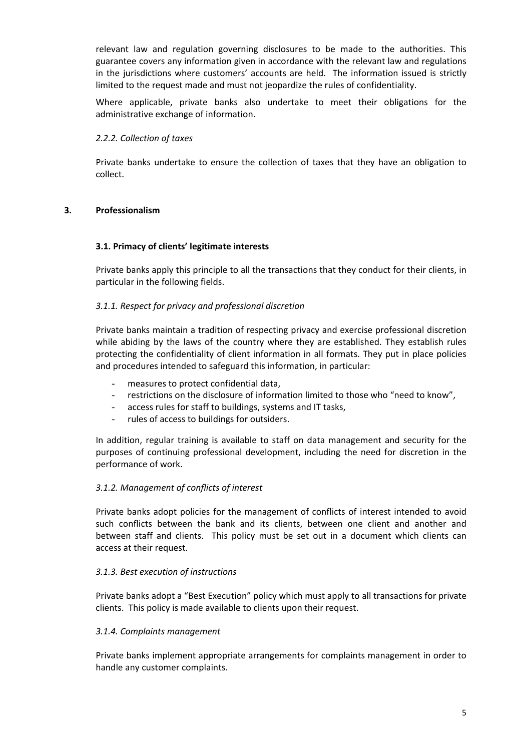relevant law and regulation governing disclosures to be made to the authorities. This guarantee covers any information given in accordance with the relevant law and regulations in the jurisdictions where customers' accounts are held. The information issued is strictly limited to the request made and must not jeopardize the rules of confidentiality.

Where applicable, private banks also undertake to meet their obligations for the administrative exchange of information.

*2.2.2. Collection of taxes*

Private banks undertake to ensure the collection of taxes that they have an obligation to collect.

## 3. Professionalism

### 3.1. Primacy of clients' legitimate interests

Private banks apply this principle to all the transactions that they conduct for their clients, in particular in the following fields.

*3.1.1. Respect for privacy and professional discretion*

Private banks maintain a tradition of respecting privacy and exercise professional discretion while abiding by the laws of the country where they are established. They establish rules protecting the confidentiality of client information in all formats. They put in place policies and procedures intended to safeguard this information, in particular:

- measures to protect confidential data,
- restrictions on the disclosure of information limited to those who "need to know",
- access rules for staff to buildings, systems and IT tasks,
- rules of access to buildings for outsiders.

In addition, regular training is available to staff on data management and security for the purposes of continuing professional development, including the need for discretion in the performance of work.

*3.1.2. Management of conflicts of interest*

Private banks adopt policies for the management of conflicts of interest intended to avoid such conflicts between the bank and its clients, between one client and another and between staff and clients. This policy must be set out in a document which clients can access at their request.

*3.1.3. Best execution of instructions*

Private banks adopt a "Best Execution" policy which must apply to all transactions for private clients. This policy is made available to clients upon their request.

*3.1.4. Complaints management*

Private banks implement appropriate arrangements for complaints management in order to handle any customer complaints.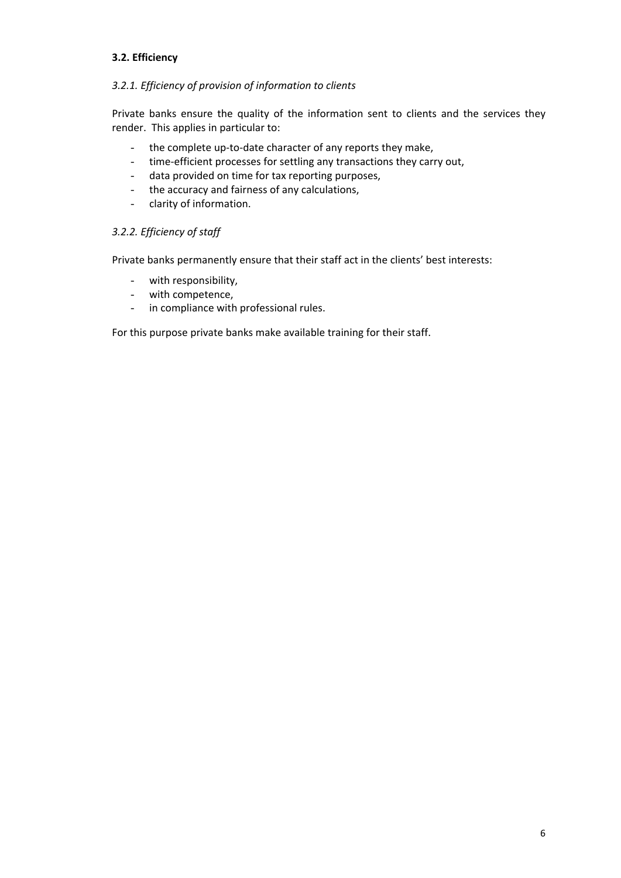### 3.2. Efficiency

#### *3.2.1. Efficiency of provision of information to clients*

Private banks ensure the quality of the information sent to clients and the services they render. This applies in particular to:

- the complete up-to-date character of any reports they make,
- time-efficient processes for settling any transactions they carry out,
- data provided on time for tax reporting purposes,
- the accuracy and fairness of any calculations,
- clarity of information.

#### *3.2.2. Efficiency of staff*

Private banks permanently ensure that their staff act in the clients' best interests:

- with responsibility,
- with competence,
- in compliance with professional rules.

For this purpose private banks make available training for their staff.